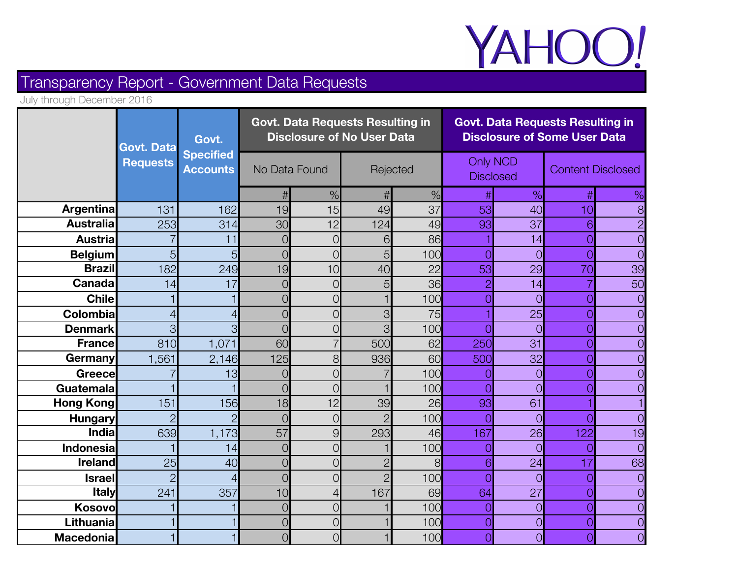YAHOO!

# Transparency Report - Government Data Requests

July through December 2016

| | Govt. Data Requests | Govt. Specified Accounts | Govt. Data Requests Resulting in Disclosure of No User Data | | | | Govt. Data Requests Resulting in Disclosure of Some User Data | | | |
|---|---|---|---|---|---|---|---|---|---|---|
| | | | No Data Found | | Rejected | | Only NCD Disclosed | | Content Disclosed | |
| | | | # | % | # | % | # | % | # | % |
| **Argentina** | 131 | 162 | 19 | 15 | 49 | 37 | 53 | 40 | 10 | 8 |
| **Australia** | 253 | 314 | 30 | 12 | 124 | 49 | 93 | 37 | 6 | 2 |
| **Austria** | 7 | 11 | 0 | 0 | 6 | 86 | 1 | 14 | 0 | 0 |
| **Belgium** | 5 | 5 | 0 | 0 | 5 | 100 | 0 | 0 | 0 | 0 |
| **Brazil** | 182 | 249 | 19 | 10 | 40 | 22 | 53 | 29 | 70 | 39 |
| **Canada** | 14 | 17 | 0 | 0 | 5 | 36 | 2 | 14 | 7 | 50 |
| **Chile** | 1 | 1 | 0 | 0 | 1 | 100 | 0 | 0 | 0 | 0 |
| **Colombia** | 4 | 4 | 0 | 0 | 3 | 75 | 1 | 25 | 0 | 0 |
| **Denmark** | 3 | 3 | 0 | 0 | 3 | 100 | 0 | 0 | 0 | 0 |
| **France** | 810 | 1,071 | 60 | 7 | 500 | 62 | 250 | 31 | 0 | 0 |
| **Germany** | 1,561 | 2,146 | 125 | 8 | 936 | 60 | 500 | 32 | 0 | 0 |
| **Greece** | 7 | 13 | 0 | 0 | 7 | 100 | 0 | 0 | 0 | 0 |
| **Guatemala** | 1 | 1 | 0 | 0 | 1 | 100 | 0 | 0 | 0 | 0 |
| **Hong Kong** | 151 | 156 | 18 | 12 | 39 | 26 | 93 | 61 | 1 | 1 |
| **Hungary** | 2 | 2 | 0 | 0 | 2 | 100 | 0 | 0 | 0 | 0 |
| **India** | 639 | 1,173 | 57 | 9 | 293 | 46 | 167 | 26 | 122 | 19 |
| **Indonesia** | 1 | 14 | 0 | 0 | 1 | 100 | 0 | 0 | 0 | 0 |
| **Ireland** | 25 | 40 | 0 | 0 | 2 | 8 | 6 | 24 | 17 | 68 |
| **Israel** | 2 | 4 | 0 | 0 | 2 | 100 | 0 | 0 | 0 | 0 |
| **Italy** | 241 | 357 | 10 | 4 | 167 | 69 | 64 | 27 | 0 | 0 |
| **Kosovo** | 1 | 1 | 0 | 0 | 1 | 100 | 0 | 0 | 0 | 0 |
| **Lithuania** | 1 | 1 | 0 | 0 | 1 | 100 | 0 | 0 | 0 | 0 |
| **Macedonia** | 1 | 1 | 0 | 0 | 1 | 100 | 0 | 0 | 0 | 0 |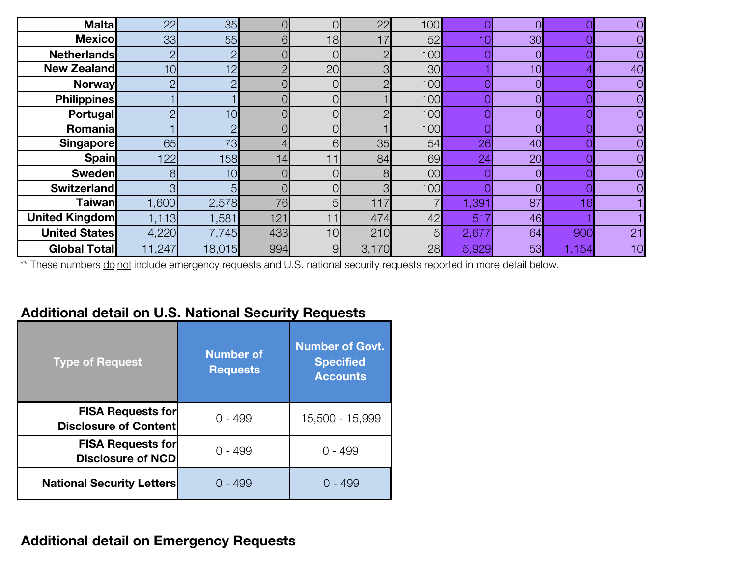| | | | | | | | | | | |
|---|---|---|---|---|---|---|---|---|---|---|
| **Malta** | 22 | 35 | 0 | 0 | 22 | 100 | 0 | 0 | 0 | 0 |
| **Mexico** | 33 | 55 | 6 | 18 | 17 | 52 | 10 | 30 | 0 | 0 |
| **Netherlands** | 2 | 2 | 0 | 0 | 2 | 100 | 0 | 0 | 0 | 0 |
| **New Zealand** | 10 | 12 | 2 | 20 | 3 | 30 | 1 | 10 | 4 | 40 |
| **Norway** | 2 | 2 | 0 | 0 | 2 | 100 | 0 | 0 | 0 | 0 |
| **Philippines** | 1 | 1 | 0 | 0 | 1 | 100 | 0 | 0 | 0 | 0 |
| **Portugal** | 2 | 10 | 0 | 0 | 2 | 100 | 0 | 0 | 0 | 0 |
| **Romania** | 1 | 2 | 0 | 0 | 1 | 100 | 0 | 0 | 0 | 0 |
| **Singapore** | 65 | 73 | 4 | 6 | 35 | 54 | 26 | 40 | 0 | 0 |
| **Spain** | 122 | 158 | 14 | 11 | 84 | 69 | 24 | 20 | 0 | 0 |
| **Sweden** | 8 | 10 | 0 | 0 | 8 | 100 | 0 | 0 | 0 | 0 |
| **Switzerland** | 3 | 5 | 0 | 0 | 3 | 100 | 0 | 0 | 0 | 0 |
| **Taiwan** | 1,600 | 2,578 | 76 | 5 | 117 | 7 | 1,391 | 87 | 16 | 1 |
| **United Kingdom** | 1,113 | 1,581 | 121 | 11 | 474 | 42 | 517 | 46 | 1 | 1 |
| **United States** | 4,220 | 7,745 | 433 | 10 | 210 | 5 | 2,677 | 64 | 900 | 21 |
| **Global Total** | 11,247 | 18,015 | 994 | 9 | 3,170 | 28 | 5,929 | 53 | 1,154 | 10 |

** These numbers do not include emergency requests and U.S. national security requests reported in more detail below.

## Additional detail on U.S. National Security Requests

| Type of Request | Number of Requests | Number of Govt. Specified Accounts |
|---|---|---|
| **FISA Requests for Disclosure of Content** | 0 - 499 | 15,500 - 15,999 |
| **FISA Requests for Disclosure of NCD** | 0 - 499 | 0 - 499 |
| **National Security Letters** | 0 - 499 | 0 - 499 |

## Additional detail on Emergency Requests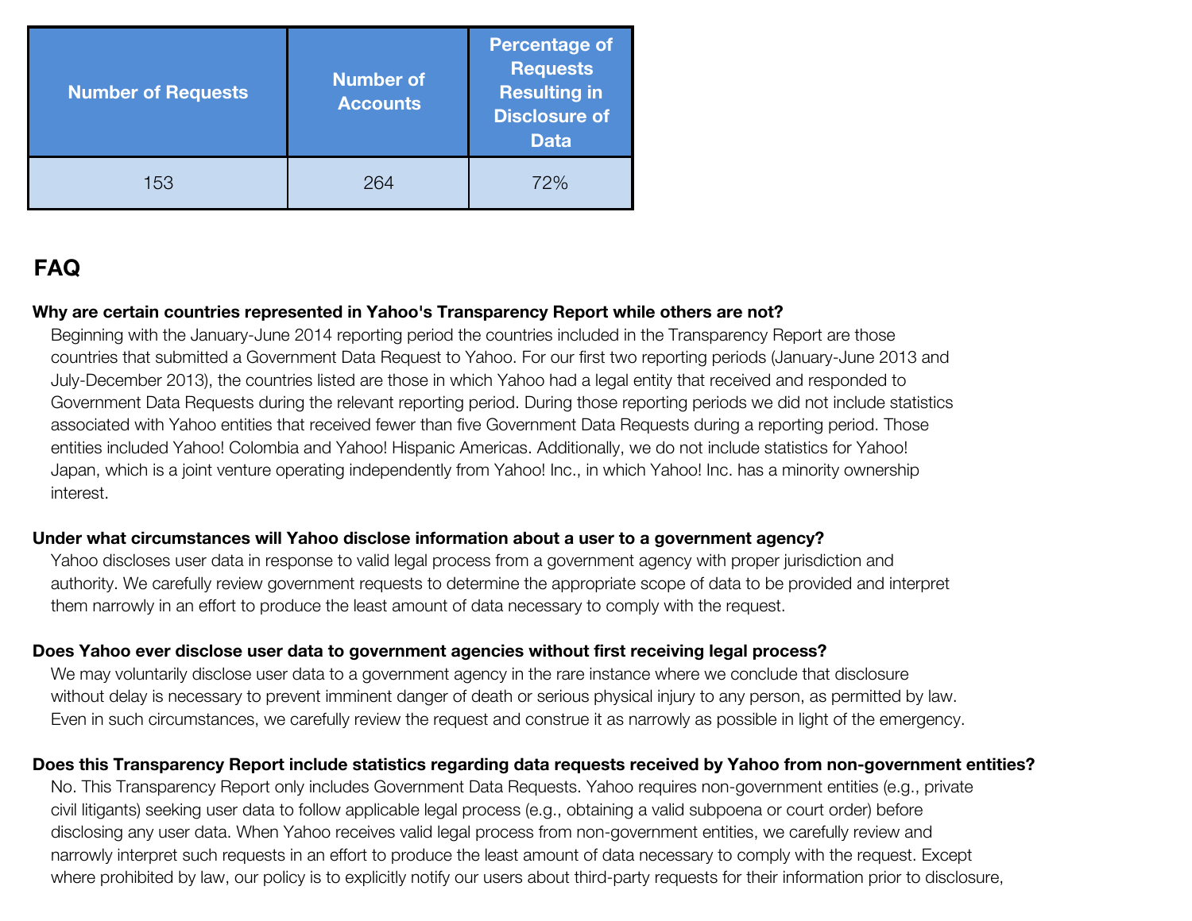| Number of Requests | Number of Accounts | Percentage of Requests Resulting in Disclosure of Data |
| --- | --- | --- |
| 153 | 264 | 72% |

## FAQ

**Why are certain countries represented in Yahoo's Transparency Report while others are not?**

Beginning with the January-June 2014 reporting period the countries included in the Transparency Report are those countries that submitted a Government Data Request to Yahoo. For our first two reporting periods (January-June 2013 and July-December 2013), the countries listed are those in which Yahoo had a legal entity that received and responded to Government Data Requests during the relevant reporting period. During those reporting periods we did not include statistics associated with Yahoo entities that received fewer than five Government Data Requests during a reporting period. Those entities included Yahoo! Colombia and Yahoo! Hispanic Americas. Additionally, we do not include statistics for Yahoo! Japan, which is a joint venture operating independently from Yahoo! Inc., in which Yahoo! Inc. has a minority ownership interest.

**Under what circumstances will Yahoo disclose information about a user to a government agency?**

Yahoo discloses user data in response to valid legal process from a government agency with proper jurisdiction and authority. We carefully review government requests to determine the appropriate scope of data to be provided and interpret them narrowly in an effort to produce the least amount of data necessary to comply with the request.

**Does Yahoo ever disclose user data to government agencies without first receiving legal process?**

We may voluntarily disclose user data to a government agency in the rare instance where we conclude that disclosure without delay is necessary to prevent imminent danger of death or serious physical injury to any person, as permitted by law. Even in such circumstances, we carefully review the request and construe it as narrowly as possible in light of the emergency.

**Does this Transparency Report include statistics regarding data requests received by Yahoo from non-government entities?**

No. This Transparency Report only includes Government Data Requests. Yahoo requires non-government entities (e.g., private civil litigants) seeking user data to follow applicable legal process (e.g., obtaining a valid subpoena or court order) before disclosing any user data. When Yahoo receives valid legal process from non-government entities, we carefully review and narrowly interpret such requests in an effort to produce the least amount of data necessary to comply with the request. Except where prohibited by law, our policy is to explicitly notify our users about third-party requests for their information prior to disclosure,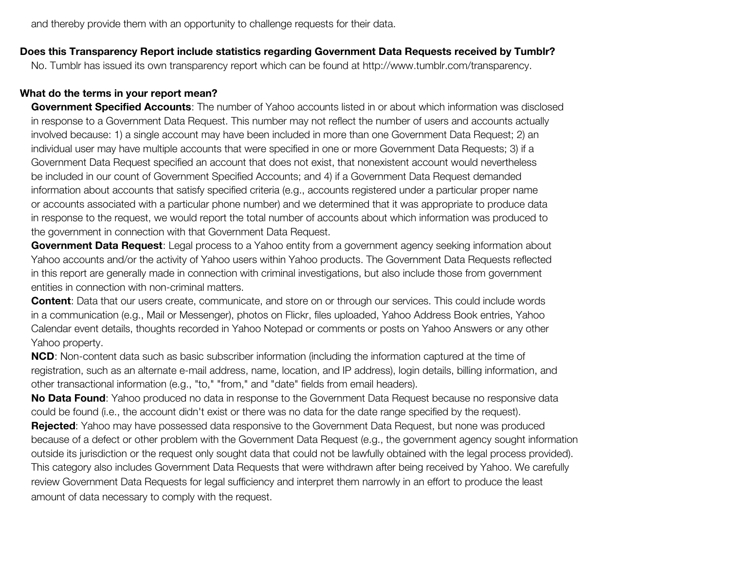and thereby provide them with an opportunity to challenge requests for their data.

**Does this Transparency Report include statistics regarding Government Data Requests received by Tumblr?**

No. Tumblr has issued its own transparency report which can be found at http://www.tumblr.com/transparency.

**What do the terms in your report mean?**

**Government Specified Accounts**: The number of Yahoo accounts listed in or about which information was disclosed in response to a Government Data Request. This number may not reflect the number of users and accounts actually involved because: 1) a single account may have been included in more than one Government Data Request; 2) an individual user may have multiple accounts that were specified in one or more Government Data Requests; 3) if a Government Data Request specified an account that does not exist, that nonexistent account would nevertheless be included in our count of Government Specified Accounts; and 4) if a Government Data Request demanded information about accounts that satisfy specified criteria (e.g., accounts registered under a particular proper name or accounts associated with a particular phone number) and we determined that it was appropriate to produce data in response to the request, we would report the total number of accounts about which information was produced to the government in connection with that Government Data Request.

**Government Data Request**: Legal process to a Yahoo entity from a government agency seeking information about Yahoo accounts and/or the activity of Yahoo users within Yahoo products. The Government Data Requests reflected in this report are generally made in connection with criminal investigations, but also include those from government entities in connection with non-criminal matters.

**Content**: Data that our users create, communicate, and store on or through our services. This could include words in a communication (e.g., Mail or Messenger), photos on Flickr, files uploaded, Yahoo Address Book entries, Yahoo Calendar event details, thoughts recorded in Yahoo Notepad or comments or posts on Yahoo Answers or any other Yahoo property.

**NCD**: Non-content data such as basic subscriber information (including the information captured at the time of registration, such as an alternate e-mail address, name, location, and IP address), login details, billing information, and other transactional information (e.g., "to," "from," and "date" fields from email headers).

**No Data Found**: Yahoo produced no data in response to the Government Data Request because no responsive data could be found (i.e., the account didn't exist or there was no data for the date range specified by the request).

**Rejected**: Yahoo may have possessed data responsive to the Government Data Request, but none was produced because of a defect or other problem with the Government Data Request (e.g., the government agency sought information outside its jurisdiction or the request only sought data that could not be lawfully obtained with the legal process provided). This category also includes Government Data Requests that were withdrawn after being received by Yahoo. We carefully review Government Data Requests for legal sufficiency and interpret them narrowly in an effort to produce the least amount of data necessary to comply with the request.